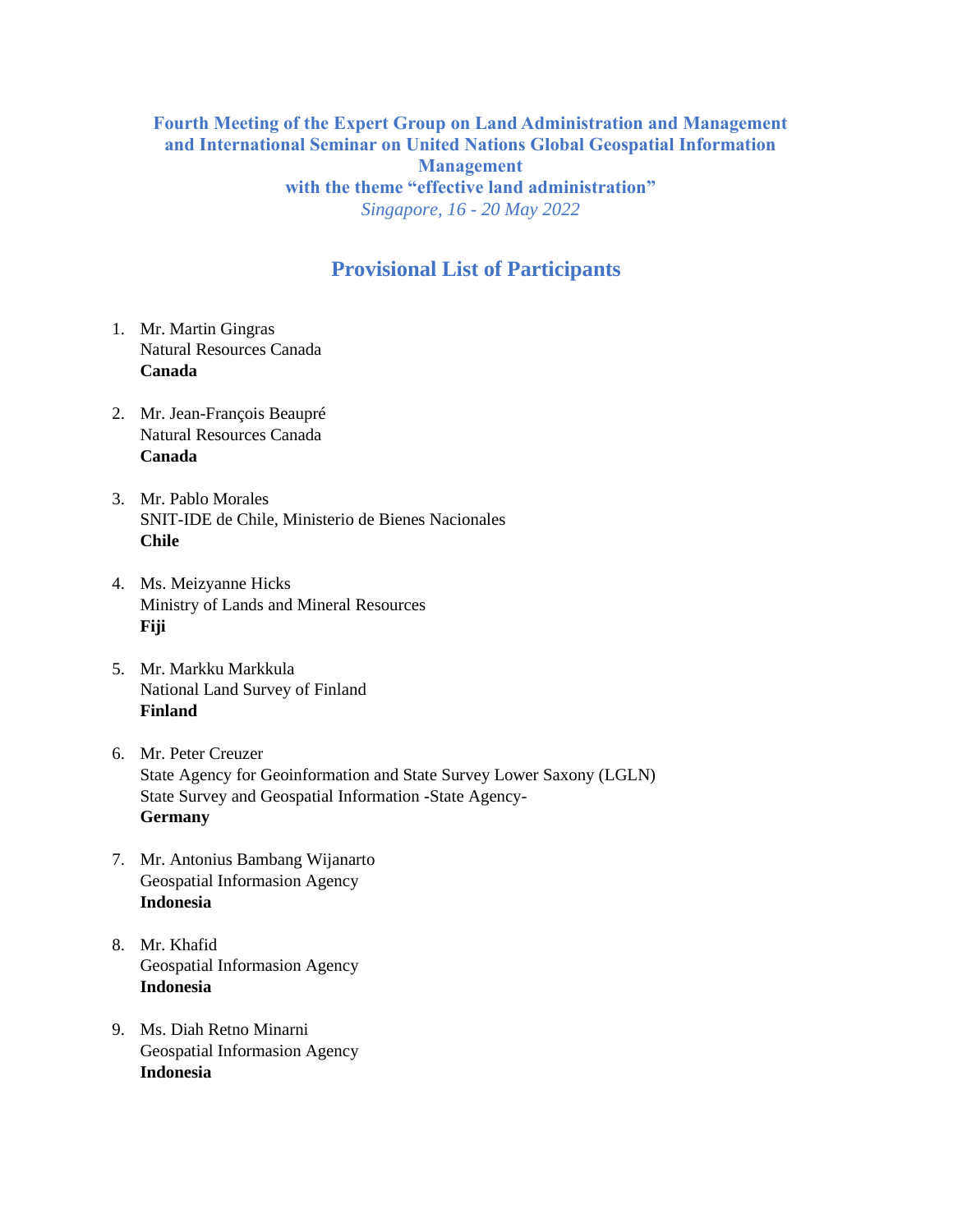**Fourth Meeting of the Expert Group on Land Administration and Management and International Seminar on United Nations Global Geospatial Information Management with the theme "effective land administration"**

*Singapore, 16 - 20 May 2022*

## Provisional List of Participants

1. Mr. Martin Gingras
   Natural Resources Canada
   **Canada**

2. Mr. Jean-François Beaupré
   Natural Resources Canada
   **Canada**

3. Mr. Pablo Morales
   SNIT-IDE de Chile, Ministerio de Bienes Nacionales
   **Chile**

4. Ms. Meizyanne Hicks
   Ministry of Lands and Mineral Resources
   **Fiji**

5. Mr. Markku Markkula
   National Land Survey of Finland
   **Finland**

6. Mr. Peter Creuzer
   State Agency for Geoinformation and State Survey Lower Saxony (LGLN)
   State Survey and Geospatial Information -State Agency-
   **Germany**

7. Mr. Antonius Bambang Wijanarto
   Geospatial Informasion Agency
   **Indonesia**

8. Mr. Khafid
   Geospatial Informasion Agency
   **Indonesia**

9. Ms. Diah Retno Minarni
   Geospatial Informasion Agency
   **Indonesia**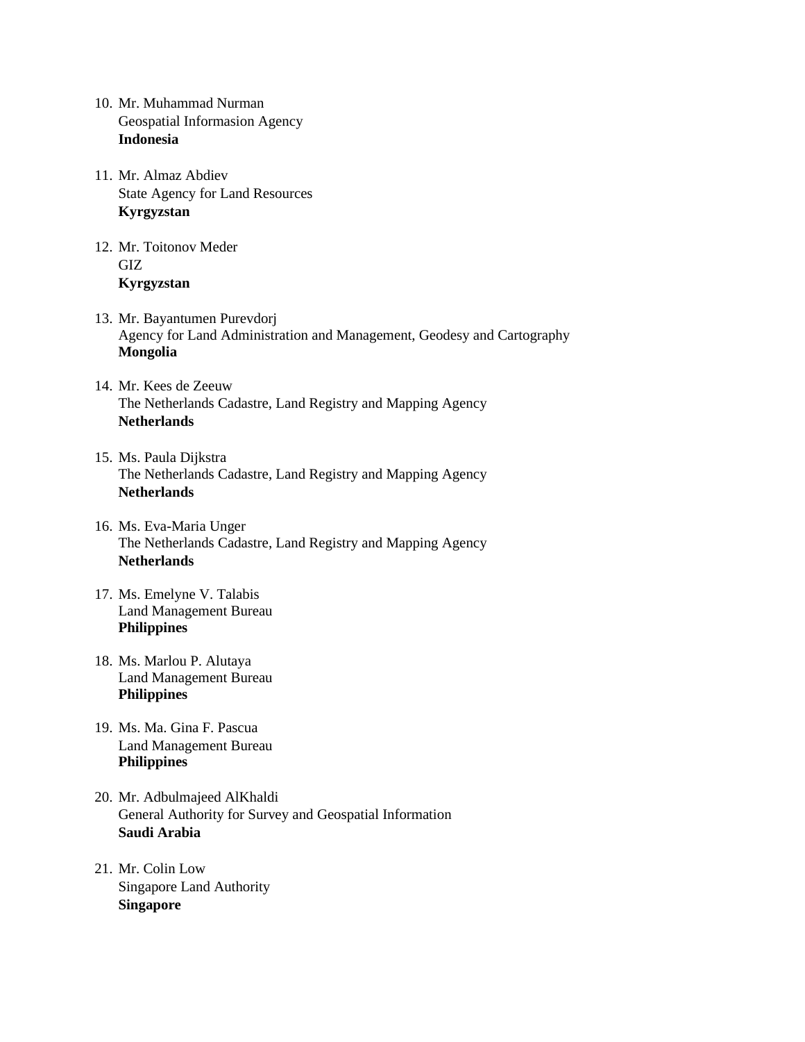10. Mr. Muhammad Nurman
    Geospatial Informasion Agency
    **Indonesia**

11. Mr. Almaz Abdiev
    State Agency for Land Resources
    **Kyrgyzstan**

12. Mr. Toitonov Meder
    GIZ
    **Kyrgyzstan**

13. Mr. Bayantumen Purevdorj
    Agency for Land Administration and Management, Geodesy and Cartography
    **Mongolia**

14. Mr. Kees de Zeeuw
    The Netherlands Cadastre, Land Registry and Mapping Agency
    **Netherlands**

15. Ms. Paula Dijkstra
    The Netherlands Cadastre, Land Registry and Mapping Agency
    **Netherlands**

16. Ms. Eva-Maria Unger
    The Netherlands Cadastre, Land Registry and Mapping Agency
    **Netherlands**

17. Ms. Emelyne V. Talabis
    Land Management Bureau
    **Philippines**

18. Ms. Marlou P. Alutaya
    Land Management Bureau
    **Philippines**

19. Ms. Ma. Gina F. Pascua
    Land Management Bureau
    **Philippines**

20. Mr. Adbulmajeed AlKhaldi
    General Authority for Survey and Geospatial Information
    **Saudi Arabia**

21. Mr. Colin Low
    Singapore Land Authority
    **Singapore**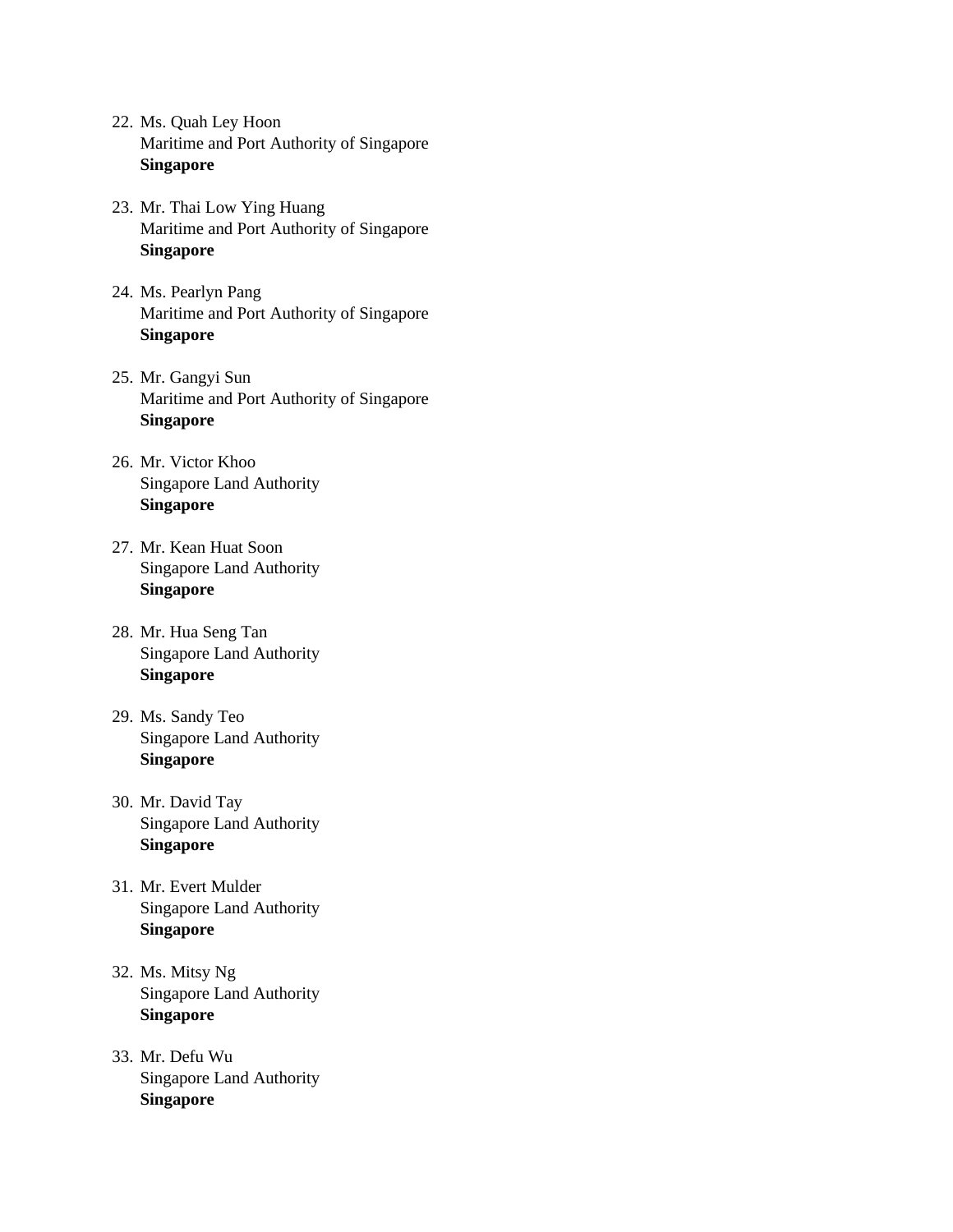22. Ms. Quah Ley Hoon
    Maritime and Port Authority of Singapore
    **Singapore**

23. Mr. Thai Low Ying Huang
    Maritime and Port Authority of Singapore
    **Singapore**

24. Ms. Pearlyn Pang
    Maritime and Port Authority of Singapore
    **Singapore**

25. Mr. Gangyi Sun
    Maritime and Port Authority of Singapore
    **Singapore**

26. Mr. Victor Khoo
    Singapore Land Authority
    **Singapore**

27. Mr. Kean Huat Soon
    Singapore Land Authority
    **Singapore**

28. Mr. Hua Seng Tan
    Singapore Land Authority
    **Singapore**

29. Ms. Sandy Teo
    Singapore Land Authority
    **Singapore**

30. Mr. David Tay
    Singapore Land Authority
    **Singapore**

31. Mr. Evert Mulder
    Singapore Land Authority
    **Singapore**

32. Ms. Mitsy Ng
    Singapore Land Authority
    **Singapore**

33. Mr. Defu Wu
    Singapore Land Authority
    **Singapore**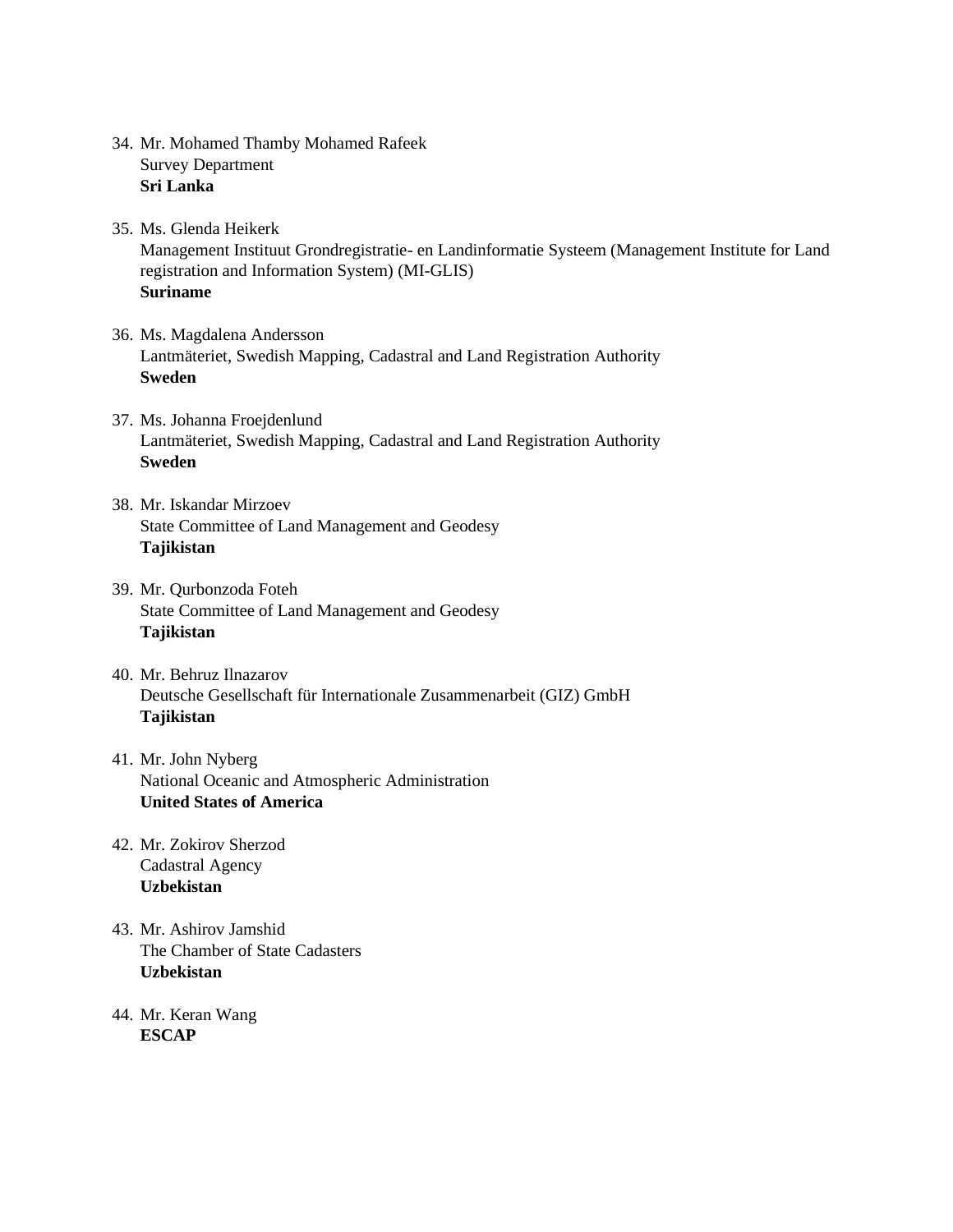34. Mr. Mohamed Thamby Mohamed Rafeek
    Survey Department
    **Sri Lanka**

35. Ms. Glenda Heikerk
    Management Instituut Grondregistratie- en Landinformatie Systeem (Management Institute for Land registration and Information System) (MI-GLIS)
    **Suriname**

36. Ms. Magdalena Andersson
    Lantmäteriet, Swedish Mapping, Cadastral and Land Registration Authority
    **Sweden**

37. Ms. Johanna Froejdenlund
    Lantmäteriet, Swedish Mapping, Cadastral and Land Registration Authority
    **Sweden**

38. Mr. Iskandar Mirzoev
    State Committee of Land Management and Geodesy
    **Tajikistan**

39. Mr. Qurbonzoda Foteh
    State Committee of Land Management and Geodesy
    **Tajikistan**

40. Mr. Behruz Ilnazarov
    Deutsche Gesellschaft für Internationale Zusammenarbeit (GIZ) GmbH
    **Tajikistan**

41. Mr. John Nyberg
    National Oceanic and Atmospheric Administration
    **United States of America**

42. Mr. Zokirov Sherzod
    Cadastral Agency
    **Uzbekistan**

43. Mr. Ashirov Jamshid
    The Chamber of State Cadasters
    **Uzbekistan**

44. Mr. Keran Wang
    **ESCAP**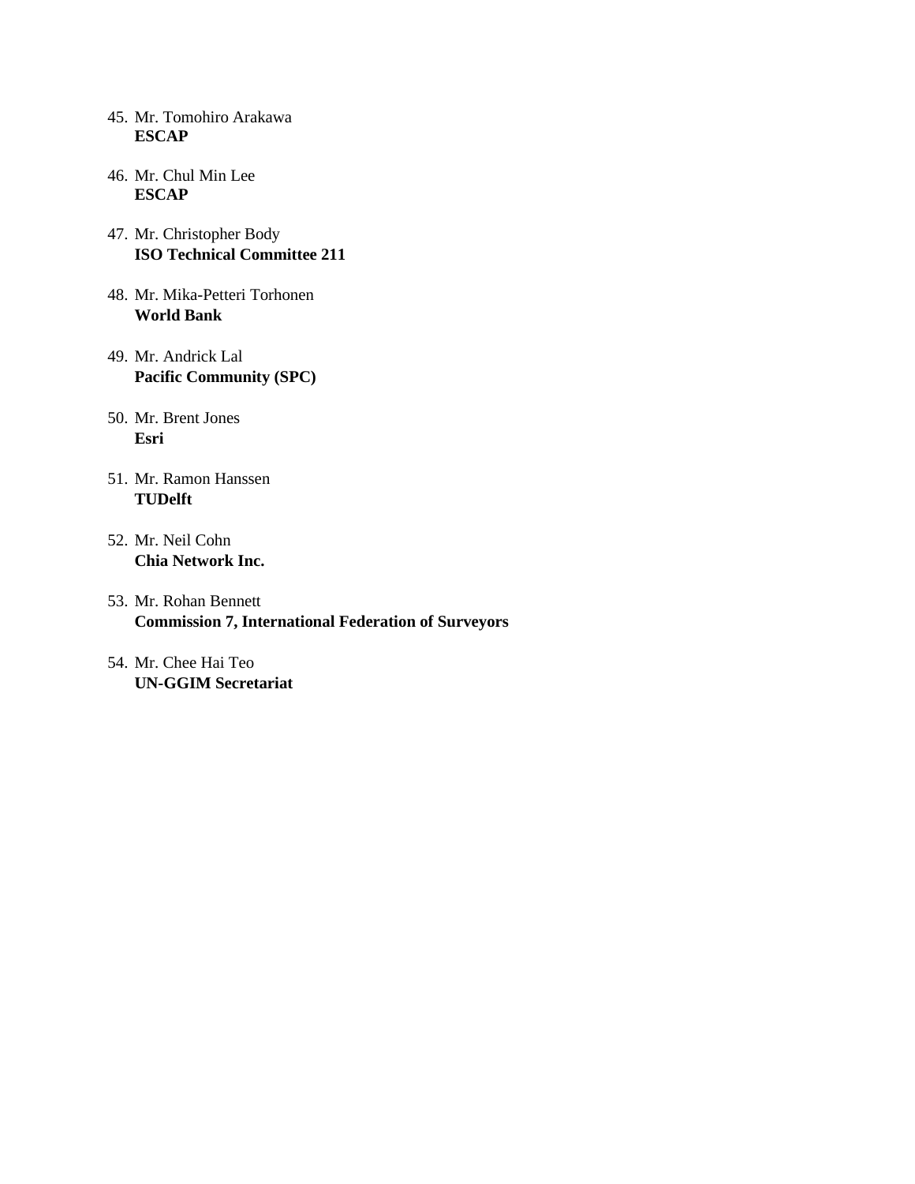45. Mr. Tomohiro Arakawa
    **ESCAP**

46. Mr. Chul Min Lee
    **ESCAP**

47. Mr. Christopher Body
    **ISO Technical Committee 211**

48. Mr. Mika-Petteri Torhonen
    **World Bank**

49. Mr. Andrick Lal
    **Pacific Community (SPC)**

50. Mr. Brent Jones
    **Esri**

51. Mr. Ramon Hanssen
    **TUDelft**

52. Mr. Neil Cohn
    **Chia Network Inc.**

53. Mr. Rohan Bennett
    **Commission 7, International Federation of Surveyors**

54. Mr. Chee Hai Teo
    **UN-GGIM Secretariat**